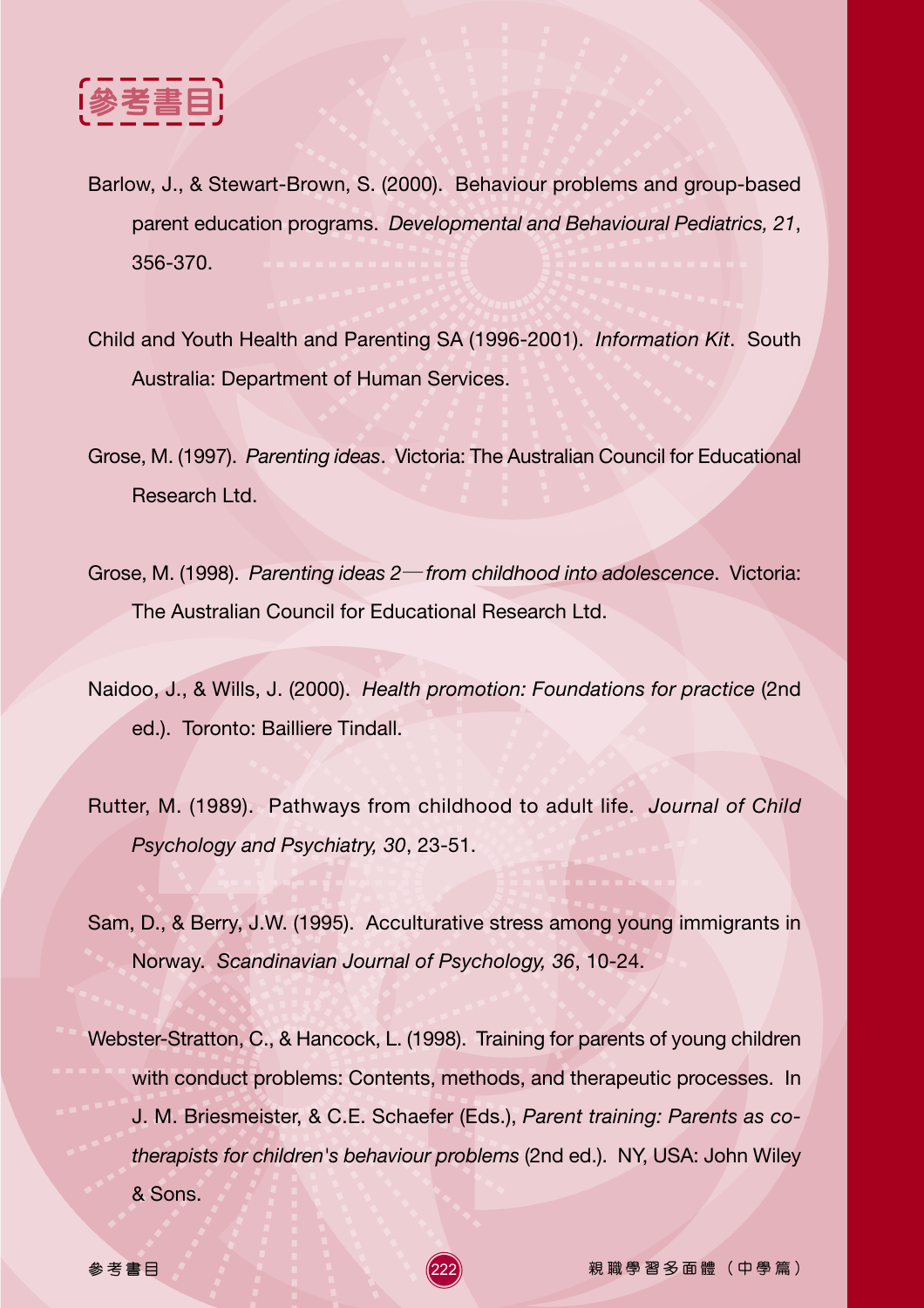# 參考書目

Barlow, J., & Stewart-Brown, S. (2000). Behaviour problems and group-based parent education programs. *Developmental and Behavioural Pediatrics, 21*, 356-370.

Child and Youth Health and Parenting SA (1996-2001). *Information Kit*. South Australia: Department of Human Services.

Grose, M. (1997). *Parenting ideas*. Victoria: The Australian Council for Educational Research Ltd.

Grose, M. (1998). *Parenting ideas 2—from childhood into adolescence*. Victoria: The Australian Council for Educational Research Ltd.

Naidoo, J., & Wills, J. (2000). *Health promotion: Foundations for practice* (2nd ed.). Toronto: Bailliere Tindall.

Rutter, M. (1989). Pathways from childhood to adult life. *Journal of Child Psychology and Psychiatry, 30*, 23-51.

Sam, D., & Berry, J.W. (1995). Acculturative stress among young immigrants in Norway. *Scandinavian Journal of Psychology, 36*, 10-24.

Webster-Stratton, C., & Hancock, L. (1998). Training for parents of young children with conduct problems: Contents, methods, and therapeutic processes. In J. M. Briesmeister, & C.E. Schaefer (Eds.), *Parent training: Parents as co-therapists for children's behaviour problems* (2nd ed.). NY, USA: John Wiley & Sons.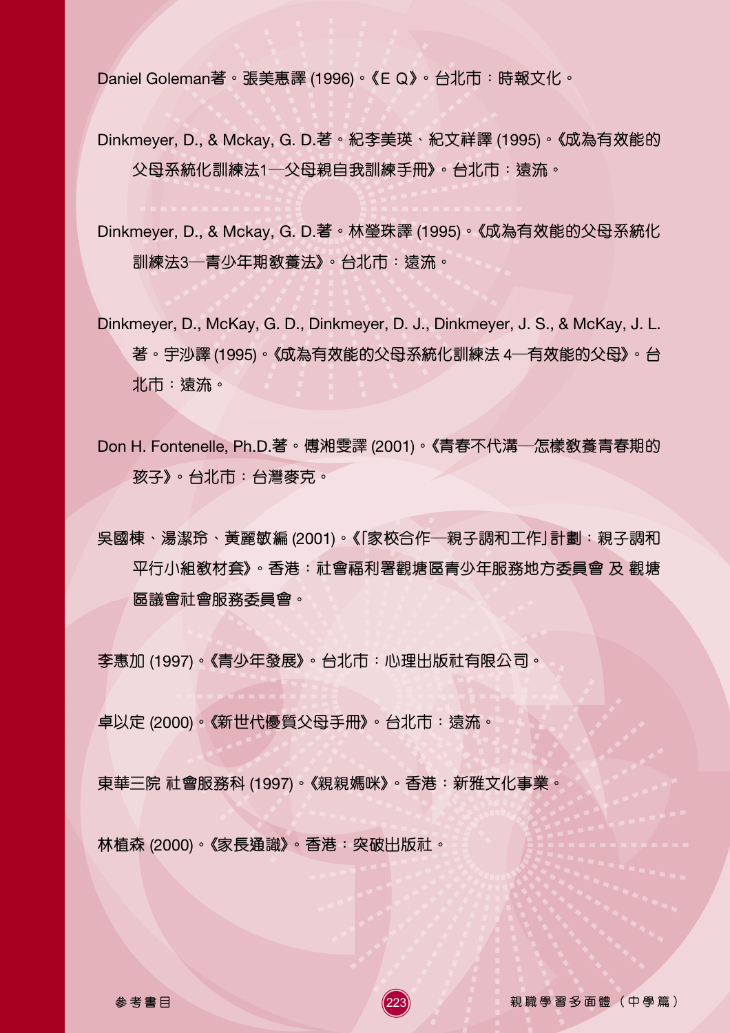Daniel Goleman著。張美惠譯 (1996)。《E Q》。台北市：時報文化。

Dinkmeyer, D., & Mckay, G. D.著。紀李美瑛、紀文祥譯 (1995)。《成為有效能的父母系統化訓練法1—父母親自我訓練手冊》。台北市：遠流。

Dinkmeyer, D., & Mckay, G. D.著。林瑩珠譯 (1995)。《成為有效能的父母系統化訓練法3—青少年期教養法》。台北市：遠流。

Dinkmeyer, D., McKay, G. D., Dinkmeyer, D. J., Dinkmeyer, J. S., & McKay, J. L. 著。宇沙譯 (1995)。《成為有效能的父母系統化訓練法 4—有效能的父母》。台北市：遠流。

Don H. Fontenelle, Ph.D.著。傅湘雯譯 (2001)。《青春不代溝—怎樣教養青春期的孩子》。台北市：台灣麥克。

吳國棟、湯潔玲、黃麗敏編 (2001)。《「家校合作—親子調和工作」計劃：親子調和平行小組教材套》。香港：社會福利署觀塘區青少年服務地方委員會 及 觀塘區議會社會服務委員會。

李惠加 (1997)。《青少年發展》。台北市：心理出版社有限公司。

卓以定 (2000)。《新世代優質父母手冊》。台北市：遠流。

東華三院 社會服務科 (1997)。《親親媽咪》。香港：新雅文化事業。

林植森 (2000)。《家長通識》。香港：突破出版社。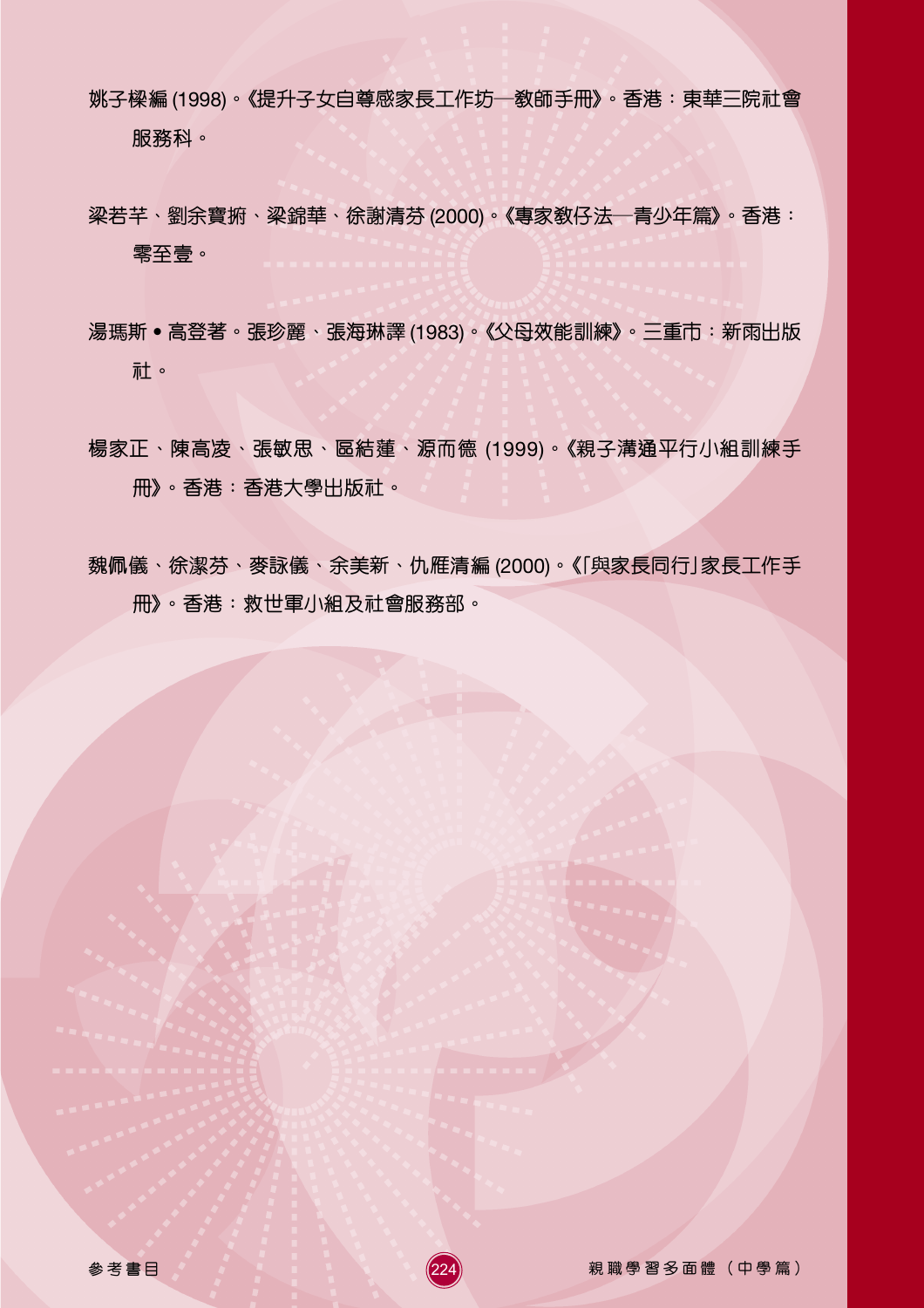姚子樑編 (1998)。《提升子女自尊感家長工作坊—教師手冊》。香港：東華三院社會服務科。

梁若芊、劉余寶術、梁錦華、徐謝清芬 (2000)。《專家教仔法—青少年篇》。香港：零至壹。

湯瑪斯 • 高登著。張珍麗、張海琳譯 (1983)。《父母效能訓練》。三重市：新雨出版社。

楊家正、陳高凌、張敏思、區結蓮、源而德 (1999)。《親子溝通平行小組訓練手冊》。香港：香港大學出版社。

魏佩儀、徐潔芬、麥詠儀、余美新、仇雁清編 (2000)。《「與家長同行」家長工作手冊》。香港：救世軍小組及社會服務部。